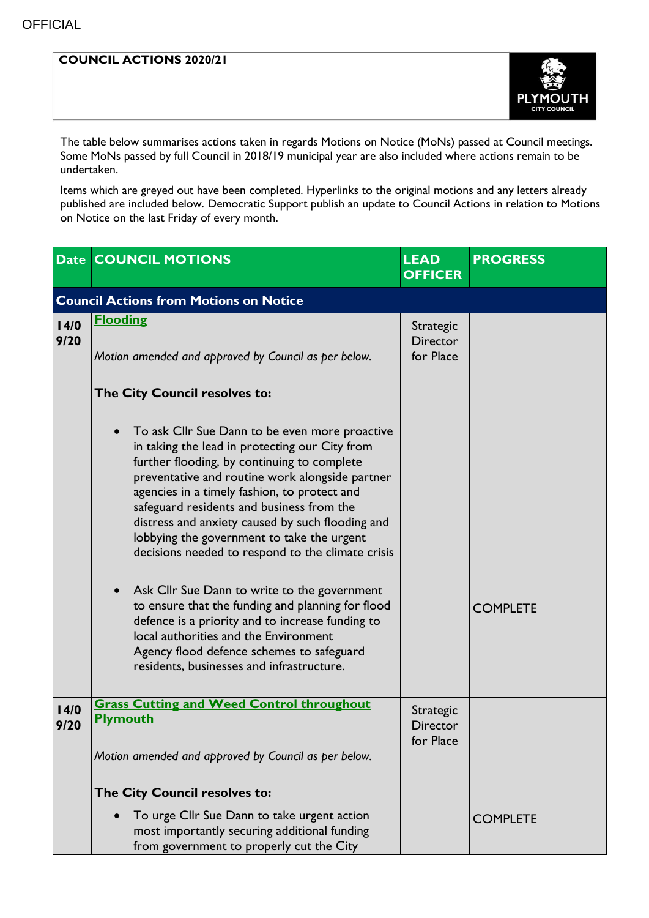OFFICIAL

**COUNCIL ACTIONS 2020/21**

The table below summarises actions taken in regards Motions on Notice (MoNs) passed at Council meetings. Some MoNs passed by full Council in 2018/19 municipal year are also included where actions remain to be undertaken.

Items which are greyed out have been completed. Hyperlinks to the original motions and any letters already published are included below. Democratic Support publish an update to Council Actions in relation to Motions on Notice on the last Friday of every month.

| Date | COUNCIL MOTIONS | LEAD OFFICER | PROGRESS |
|---|---|---|---|
| **Council Actions from Motions on Notice** | | | |
| 14/09/20 | **Flooding**<br><br>*Motion amended and approved by Council as per below.*<br><br>**The City Council resolves to:**<br><br>• To ask Cllr Sue Dann to be even more proactive in taking the lead in protecting our City from further flooding, by continuing to complete preventative and routine work alongside partner agencies in a timely fashion, to protect and safeguard residents and business from the distress and anxiety caused by such flooding and lobbying the government to take the urgent decisions needed to respond to the climate crisis<br><br>• Ask Cllr Sue Dann to write to the government to ensure that the funding and planning for flood defence is a priority and to increase funding to local authorities and the Environment Agency flood defence schemes to safeguard residents, businesses and infrastructure. | Strategic Director for Place | COMPLETE |
| 14/09/20 | **Grass Cutting and Weed Control throughout Plymouth**<br><br>*Motion amended and approved by Council as per below.*<br><br>**The City Council resolves to:**<br><br>• To urge Cllr Sue Dann to take urgent action most importantly securing additional funding from government to properly cut the City | Strategic Director for Place | COMPLETE |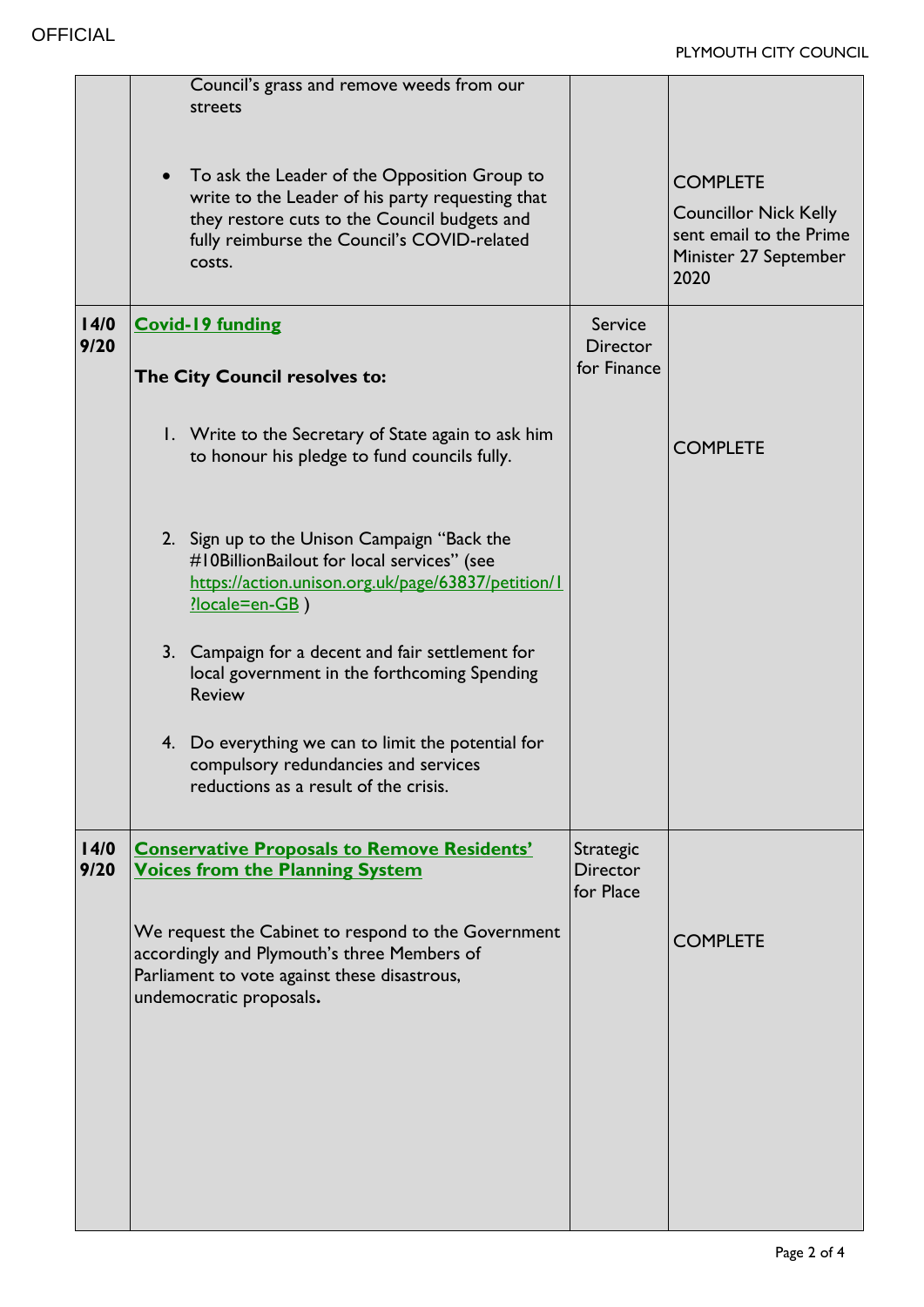| | | | |
|---|---|---|---|
| | Council's grass and remove weeds from our streets<br><br>• To ask the Leader of the Opposition Group to write to the Leader of his party requesting that they restore cuts to the Council budgets and fully reimburse the Council's COVID-related costs. | | COMPLETE<br>Councillor Nick Kelly sent email to the Prime Minister 27 September 2020 |
| 14/09/20 | **Covid-19 funding**<br><br>**The City Council resolves to:**<br><br>1. Write to the Secretary of State again to ask him to honour his pledge to fund councils fully.<br><br>2. Sign up to the Unison Campaign "Back the #10BillionBailout for local services" (see https://action.unison.org.uk/page/63837/petition/1?locale=en-GB )<br><br>3. Campaign for a decent and fair settlement for local government in the forthcoming Spending Review<br><br>4. Do everything we can to limit the potential for compulsory redundancies and services reductions as a result of the crisis. | Service Director for Finance | COMPLETE |
| 14/09/20 | **Conservative Proposals to Remove Residents' Voices from the Planning System**<br><br>We request the Cabinet to respond to the Government accordingly and Plymouth's three Members of Parliament to vote against these disastrous, undemocratic proposals**.** | Strategic Director for Place | COMPLETE |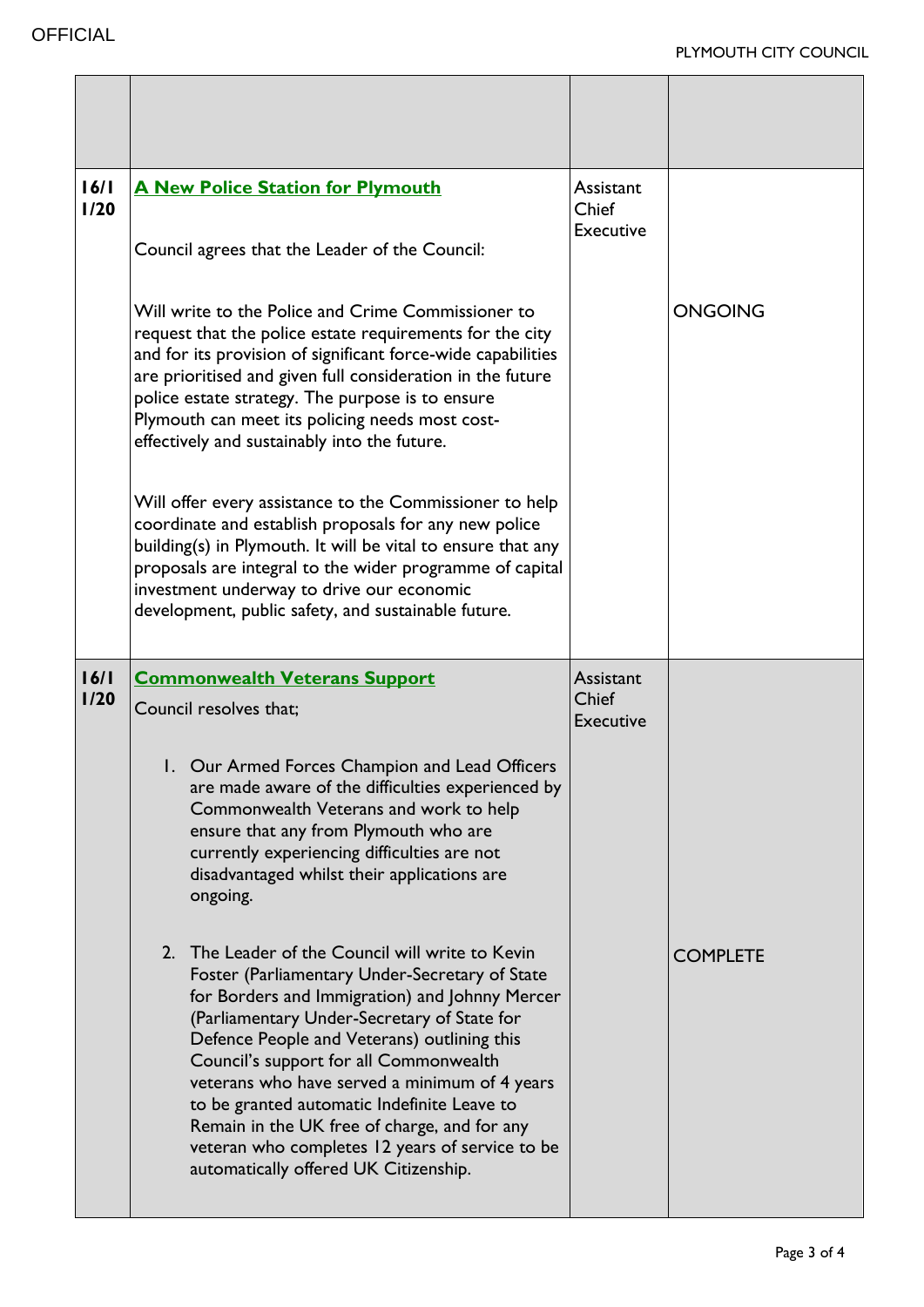| | | | |
|---|---|---|---|
| 16/11/20 | **A New Police Station for Plymouth**<br><br>Council agrees that the Leader of the Council:<br><br>Will write to the Police and Crime Commissioner to request that the police estate requirements for the city and for its provision of significant force-wide capabilities are prioritised and given full consideration in the future police estate strategy. The purpose is to ensure Plymouth can meet its policing needs most cost-effectively and sustainably into the future.<br><br>Will offer every assistance to the Commissioner to help coordinate and establish proposals for any new police building(s) in Plymouth. It will be vital to ensure that any proposals are integral to the wider programme of capital investment underway to drive our economic development, public safety, and sustainable future. | Assistant Chief Executive | ONGOING |
| 16/11/20 | **Commonwealth Veterans Support**<br><br>Council resolves that;<br><br>1. Our Armed Forces Champion and Lead Officers are made aware of the difficulties experienced by Commonwealth Veterans and work to help ensure that any from Plymouth who are currently experiencing difficulties are not disadvantaged whilst their applications are ongoing.<br><br>2. The Leader of the Council will write to Kevin Foster (Parliamentary Under-Secretary of State for Borders and Immigration) and Johnny Mercer (Parliamentary Under-Secretary of State for Defence People and Veterans) outlining this Council's support for all Commonwealth veterans who have served a minimum of 4 years to be granted automatic Indefinite Leave to Remain in the UK free of charge, and for any veteran who completes 12 years of service to be automatically offered UK Citizenship. | Assistant Chief Executive | COMPLETE |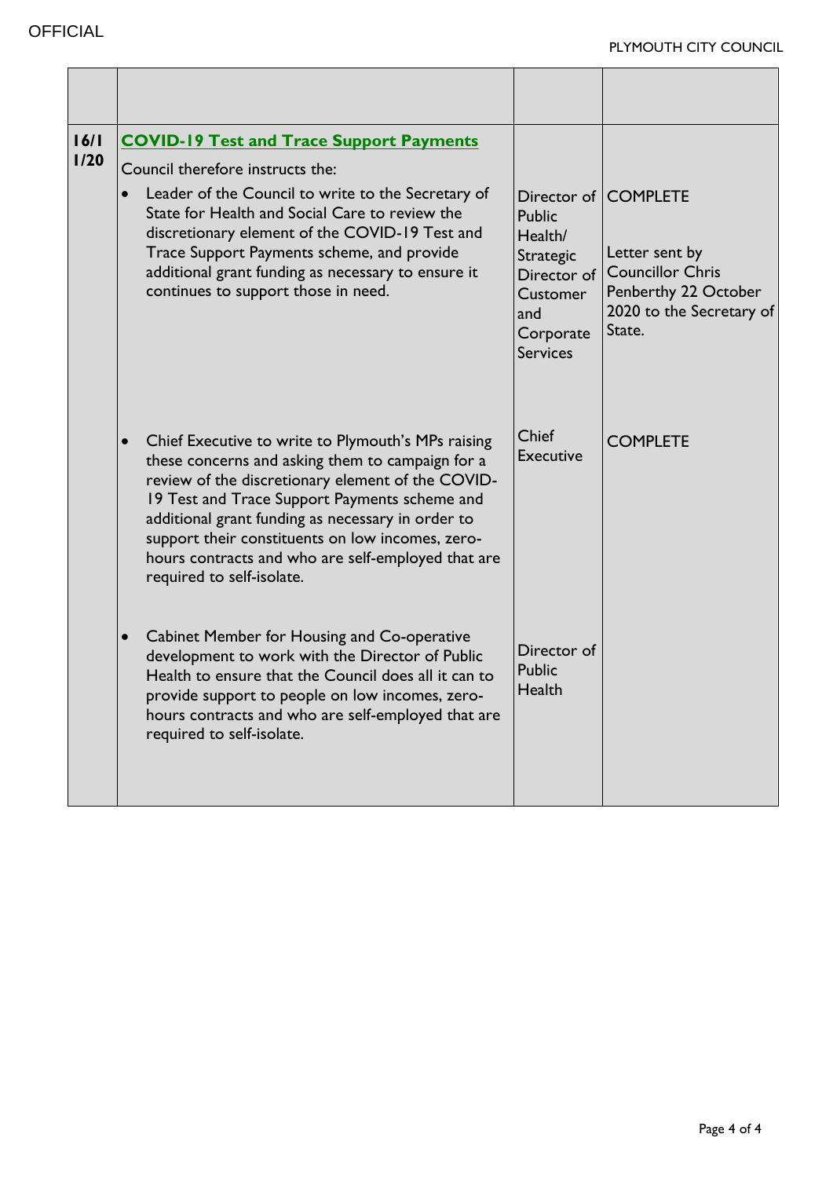| | | | |
|---|---|---|---|
| 16/11/20 | **COVID-19 Test and Trace Support Payments**<br>Council therefore instructs the:<br>• Leader of the Council to write to the Secretary of State for Health and Social Care to review the discretionary element of the COVID-19 Test and Trace Support Payments scheme, and provide additional grant funding as necessary to ensure it continues to support those in need. | Director of Public Health/ Strategic Director of Customer and Corporate Services | COMPLETE<br><br>Letter sent by Councillor Chris Penberthy 22 October 2020 to the Secretary of State. |
| | • Chief Executive to write to Plymouth's MPs raising these concerns and asking them to campaign for a review of the discretionary element of the COVID-19 Test and Trace Support Payments scheme and additional grant funding as necessary in order to support their constituents on low incomes, zero-hours contracts and who are self-employed that are required to self-isolate. | Chief Executive | COMPLETE |
| | • Cabinet Member for Housing and Co-operative development to work with the Director of Public Health to ensure that the Council does all it can to provide support to people on low incomes, zero-hours contracts and who are self-employed that are required to self-isolate. | Director of Public Health | |